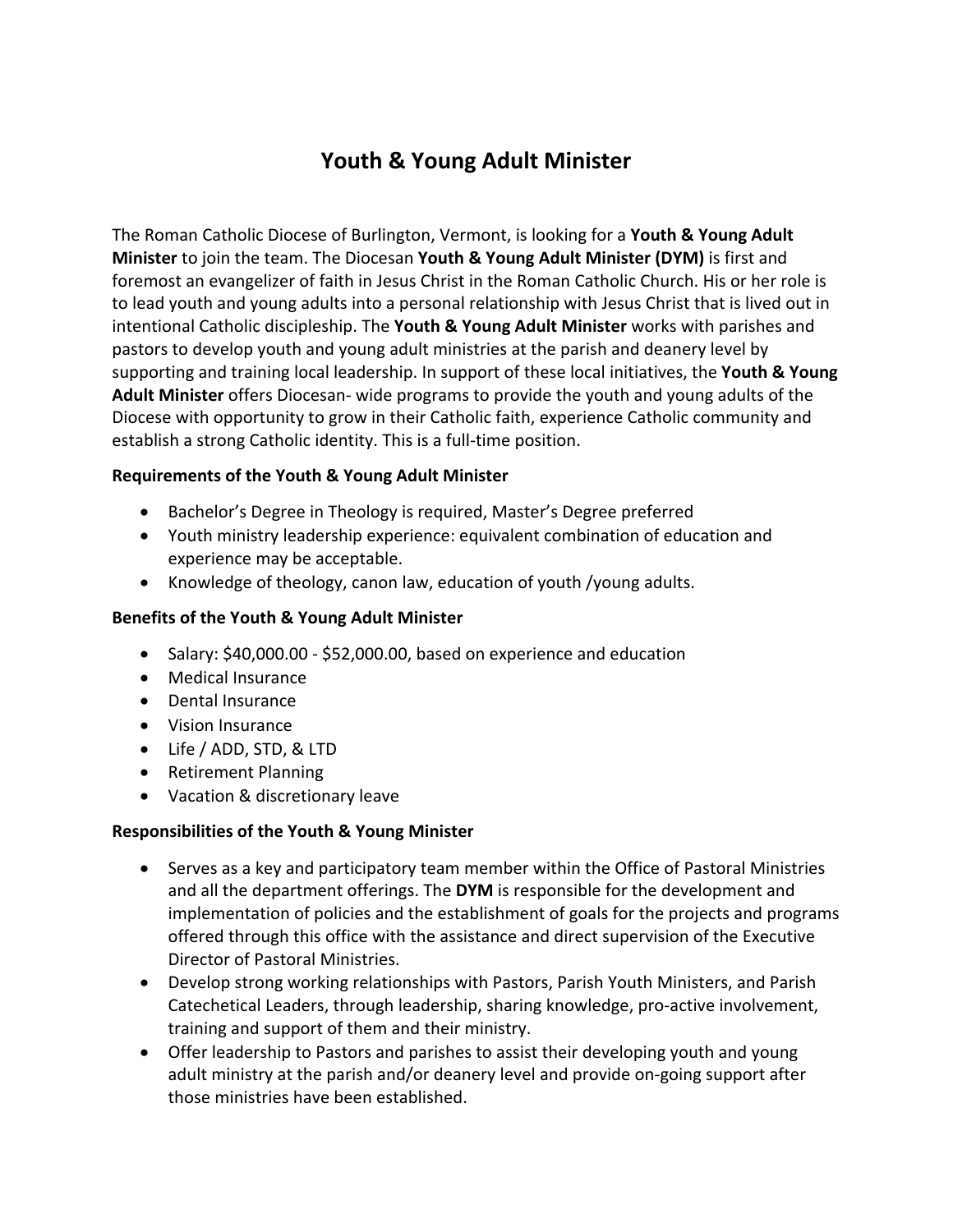# Youth & Young Adult Minister

The Roman Catholic Diocese of Burlington, Vermont, is looking for a **Youth & Young Adult Minister** to join the team. The Diocesan **Youth & Young Adult Minister (DYM)** is first and foremost an evangelizer of faith in Jesus Christ in the Roman Catholic Church. His or her role is to lead youth and young adults into a personal relationship with Jesus Christ that is lived out in intentional Catholic discipleship. The **Youth & Young Adult Minister** works with parishes and pastors to develop youth and young adult ministries at the parish and deanery level by supporting and training local leadership. In support of these local initiatives, the **Youth & Young Adult Minister** offers Diocesan- wide programs to provide the youth and young adults of the Diocese with opportunity to grow in their Catholic faith, experience Catholic community and establish a strong Catholic identity. This is a full-time position.

**Requirements of the Youth & Young Adult Minister**

- Bachelor's Degree in Theology is required, Master's Degree preferred
- Youth ministry leadership experience: equivalent combination of education and experience may be acceptable.
- Knowledge of theology, canon law, education of youth /young adults.

**Benefits of the Youth & Young Adult Minister**

- Salary: $40,000.00 - $52,000.00, based on experience and education
- Medical Insurance
- Dental Insurance
- Vision Insurance
- Life / ADD, STD, & LTD
- Retirement Planning
- Vacation & discretionary leave

**Responsibilities of the Youth & Young Minister**

- Serves as a key and participatory team member within the Office of Pastoral Ministries and all the department offerings. The **DYM** is responsible for the development and implementation of policies and the establishment of goals for the projects and programs offered through this office with the assistance and direct supervision of the Executive Director of Pastoral Ministries.
- Develop strong working relationships with Pastors, Parish Youth Ministers, and Parish Catechetical Leaders, through leadership, sharing knowledge, pro-active involvement, training and support of them and their ministry.
- Offer leadership to Pastors and parishes to assist their developing youth and young adult ministry at the parish and/or deanery level and provide on-going support after those ministries have been established.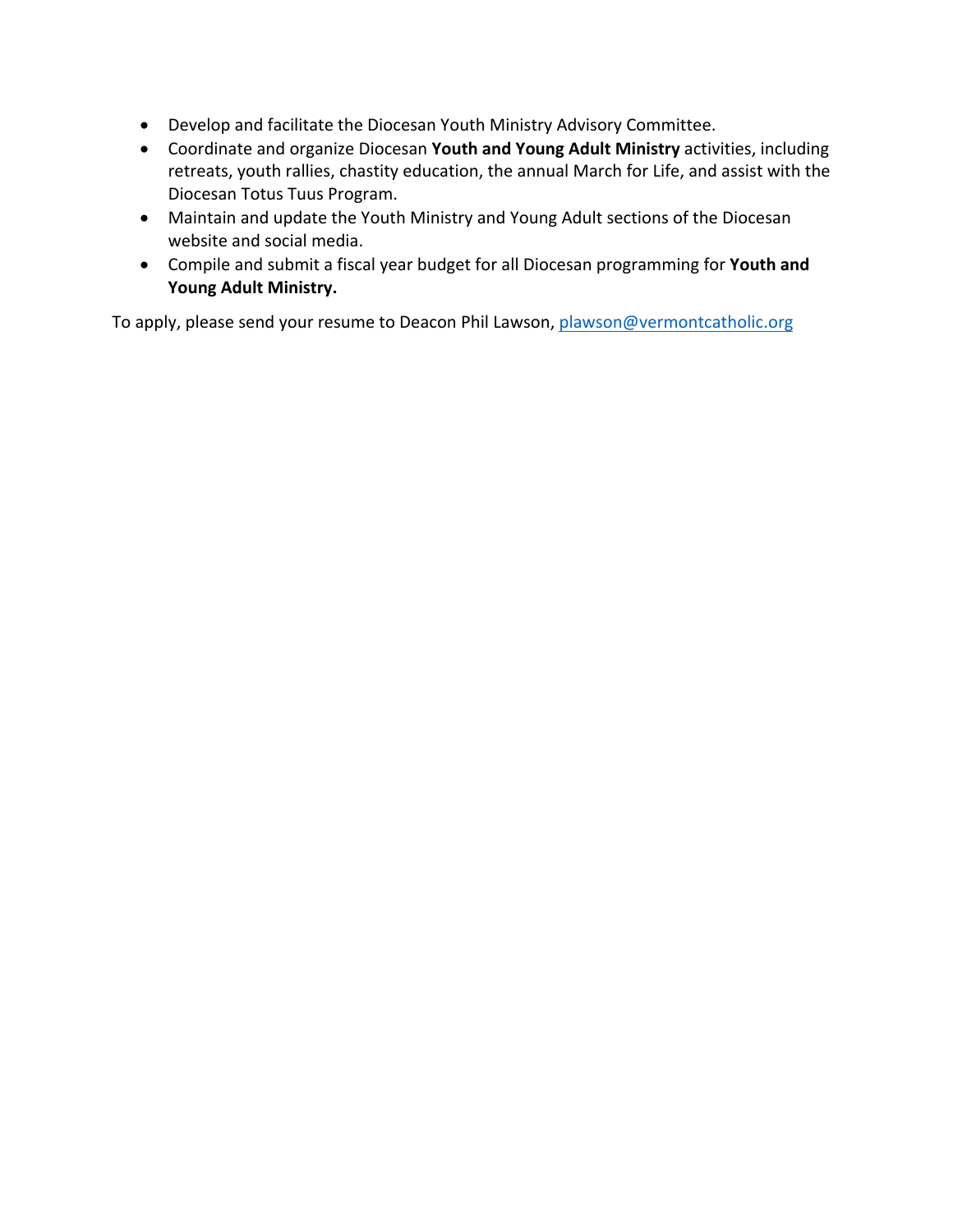- Develop and facilitate the Diocesan Youth Ministry Advisory Committee.
- Coordinate and organize Diocesan **Youth and Young Adult Ministry** activities, including retreats, youth rallies, chastity education, the annual March for Life, and assist with the Diocesan Totus Tuus Program.
- Maintain and update the Youth Ministry and Young Adult sections of the Diocesan website and social media.
- Compile and submit a fiscal year budget for all Diocesan programming for **Youth and Young Adult Ministry.**

To apply, please send your resume to Deacon Phil Lawson, plawson@vermontcatholic.org